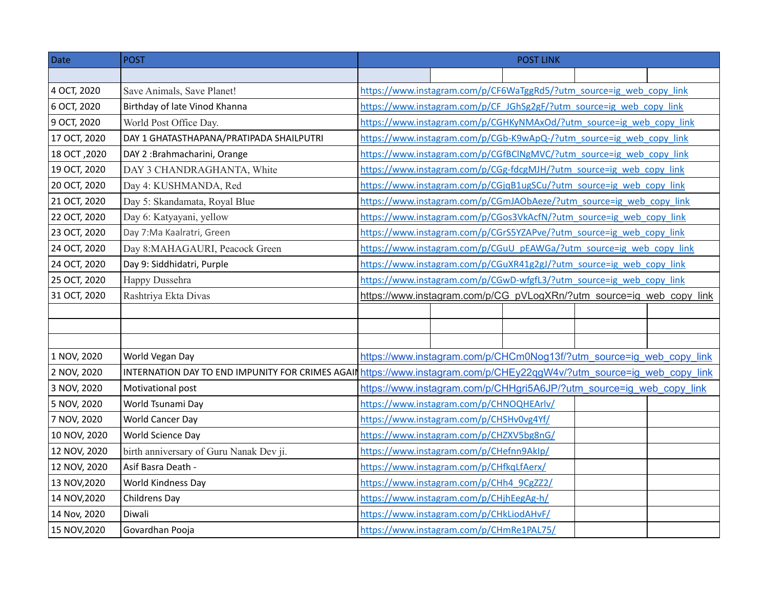| Date | POST | POST LINK |
|---|---|---|
| | | |
| 4 OCT, 2020 | Save Animals, Save Planet! | https://www.instagram.com/p/CF6WaTggRd5/?utm_source=ig_web_copy_link |
| 6 OCT, 2020 | Birthday of late Vinod Khanna | https://www.instagram.com/p/CF_JGhSg2gF/?utm_source=ig_web_copy_link |
| 9 OCT, 2020 | World Post Office Day. | https://www.instagram.com/p/CGHKyNMAxOd/?utm_source=ig_web_copy_link |
| 17 OCT, 2020 | DAY 1 GHATASTHAPANA/PRATIPADA SHAILPUTRI | https://www.instagram.com/p/CGb-K9wApQ-/?utm_source=ig_web_copy_link |
| 18 OCT ,2020 | DAY 2 :Brahmacharini, Orange | https://www.instagram.com/p/CGfBClNgMVC/?utm_source=ig_web_copy_link |
| 19 OCT, 2020 | DAY 3 CHANDRAGHANTA, White | https://www.instagram.com/p/CGg-fdcgMJH/?utm_source=ig_web_copy_link |
| 20 OCT, 2020 | Day 4: KUSHMANDA, Red | https://www.instagram.com/p/CGjqB1ugSCu/?utm_source=ig_web_copy_link |
| 21 OCT, 2020 | Day 5: Skandamata, Royal Blue | https://www.instagram.com/p/CGmJAObAeze/?utm_source=ig_web_copy_link |
| 22 OCT, 2020 | Day 6: Katyayani, yellow | https://www.instagram.com/p/CGos3VkAcfN/?utm_source=ig_web_copy_link |
| 23 OCT, 2020 | Day 7:Ma Kaalratri, Green | https://www.instagram.com/p/CGrS5YZAPve/?utm_source=ig_web_copy_link |
| 24 OCT, 2020 | Day 8:MAHAGAURI, Peacock Green | https://www.instagram.com/p/CGuU_pEAWGa/?utm_source=ig_web_copy_link |
| 24 OCT, 2020 | Day 9: Siddhidatri, Purple | https://www.instagram.com/p/CGuXR41g2gJ/?utm_source=ig_web_copy_link |
| 25 OCT, 2020 | Happy Dussehra | https://www.instagram.com/p/CGwD-wfgfL3/?utm_source=ig_web_copy_link |
| 31 OCT, 2020 | Rashtriya Ekta Divas | https://www.instagram.com/p/CG_pVLogXRn/?utm_source=ig_web_copy_link |
| | | |
| | | |
| | | |
| 1 NOV, 2020 | World Vegan Day | https://www.instagram.com/p/CHCm0Nog13f/?utm_source=ig_web_copy_link |
| 2 NOV, 2020 | INTERNATION DAY TO END IMPUNITY FOR CRIMES AGAI | https://www.instagram.com/p/CHEy22qgW4v/?utm_source=ig_web_copy_link |
| 3 NOV, 2020 | Motivational post | https://www.instagram.com/p/CHHgri5A6JP/?utm_source=ig_web_copy_link |
| 5 NOV, 2020 | World Tsunami Day | https://www.instagram.com/p/CHNOQHEArlv/ |
| 7 NOV, 2020 | World Cancer Day | https://www.instagram.com/p/CHSHv0vg4Yf/ |
| 10 NOV, 2020 | World Science Day | https://www.instagram.com/p/CHZXV5bg8nG/ |
| 12 NOV, 2020 | birth anniversary of Guru Nanak Dev ji. | https://www.instagram.com/p/CHefnn9AkIp/ |
| 12 NOV, 2020 | Asif Basra Death - | https://www.instagram.com/p/CHfkqLfAerx/ |
| 13 NOV,2020 | World Kindness Day | https://www.instagram.com/p/CHh4_9CgZZ2/ |
| 14 NOV,2020 | Childrens Day | https://www.instagram.com/p/CHjhEegAg-h/ |
| 14 Nov, 2020 | Diwali | https://www.instagram.com/p/CHkLiodAHvF/ |
| 15 NOV,2020 | Govardhan Pooja | https://www.instagram.com/p/CHmRe1PAL75/ |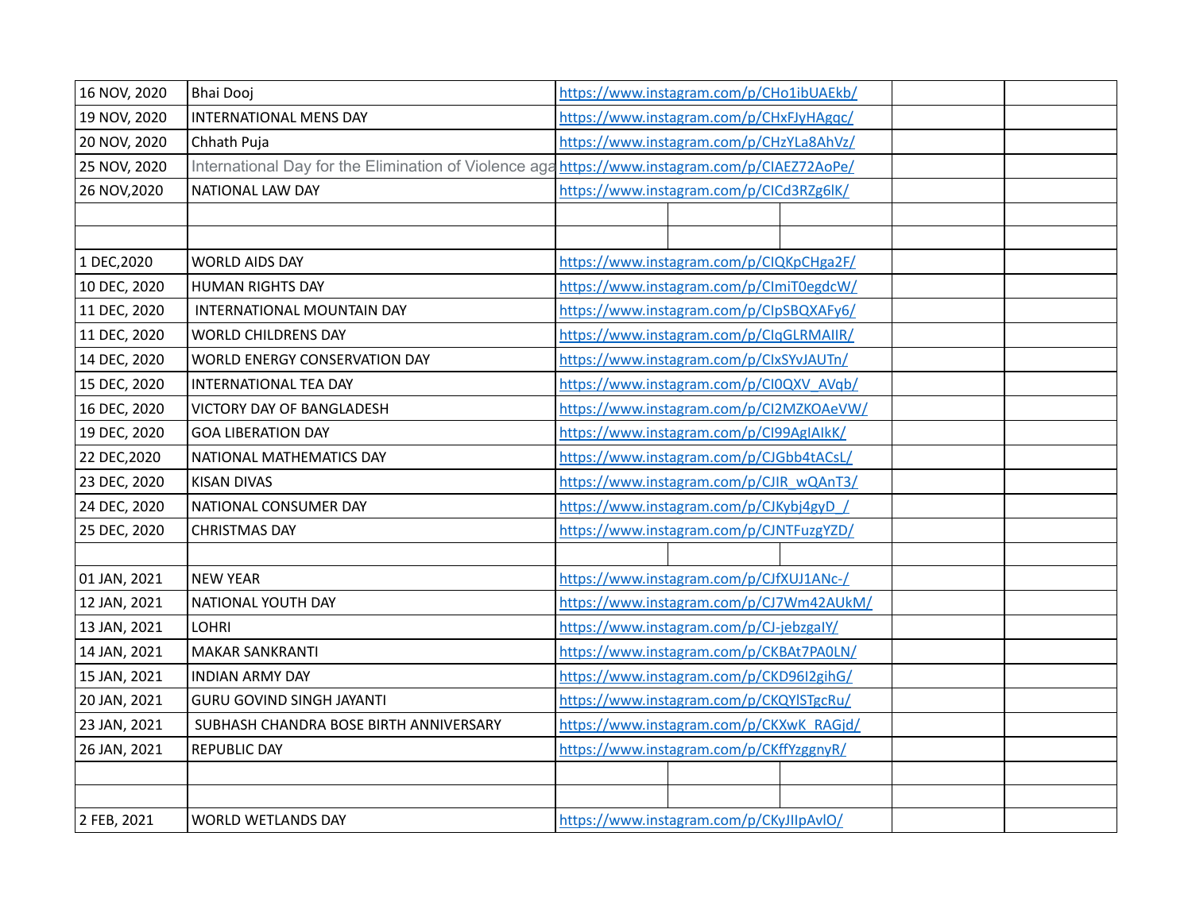| | | | | | | |
|---|---|---|---|---|---|---|
| 16 NOV, 2020 | Bhai Dooj | https://www.instagram.com/p/CHo1ibUAEkb/ | | | | |
| 19 NOV, 2020 | INTERNATIONAL MENS DAY | https://www.instagram.com/p/CHxFJyHAgqc/ | | | | |
| 20 NOV, 2020 | Chhath Puja | https://www.instagram.com/p/CHzYLa8AhVz/ | | | | |
| 25 NOV, 2020 | International Day for the Elimination of Violence aga | https://www.instagram.com/p/CIAEZ72AoPe/ | | | | |
| 26 NOV,2020 | NATIONAL LAW DAY | https://www.instagram.com/p/CICd3RZg6lK/ | | | | |
| | | | | | | |
| | | | | | | |
| 1 DEC,2020 | WORLD AIDS DAY | https://www.instagram.com/p/CIQKpCHga2F/ | | | | |
| 10 DEC, 2020 | HUMAN RIGHTS DAY | https://www.instagram.com/p/CImiT0egdcW/ | | | | |
| 11 DEC, 2020 | INTERNATIONAL MOUNTAIN DAY | https://www.instagram.com/p/CIpSBQXAFy6/ | | | | |
| 11 DEC, 2020 | WORLD CHILDRENS DAY | https://www.instagram.com/p/CIqGLRMAIIR/ | | | | |
| 14 DEC, 2020 | WORLD ENERGY CONSERVATION DAY | https://www.instagram.com/p/CIxSYvJAUTn/ | | | | |
| 15 DEC, 2020 | INTERNATIONAL TEA DAY | https://www.instagram.com/p/CI0QXV_AVqb/ | | | | |
| 16 DEC, 2020 | VICTORY DAY OF BANGLADESH | https://www.instagram.com/p/CI2MZKOAeVW/ | | | | |
| 19 DEC, 2020 | GOA LIBERATION DAY | https://www.instagram.com/p/CI99AgIAlkK/ | | | | |
| 22 DEC,2020 | NATIONAL MATHEMATICS DAY | https://www.instagram.com/p/CJGbb4tACsL/ | | | | |
| 23 DEC, 2020 | KISAN DIVAS | https://www.instagram.com/p/CJIR_wQAnT3/ | | | | |
| 24 DEC, 2020 | NATIONAL CONSUMER DAY | https://www.instagram.com/p/CJKybj4gyD_/ | | | | |
| 25 DEC, 2020 | CHRISTMAS DAY | https://www.instagram.com/p/CJNTFuzgYZD/ | | | | |
| | | | | | | |
| 01 JAN, 2021 | NEW YEAR | https://www.instagram.com/p/CJfXUJ1ANc-/ | | | | |
| 12 JAN, 2021 | NATIONAL YOUTH DAY | https://www.instagram.com/p/CJ7Wm42AUkM/ | | | | |
| 13 JAN, 2021 | LOHRI | https://www.instagram.com/p/CJ-jebzgaIY/ | | | | |
| 14 JAN, 2021 | MAKAR SANKRANTI | https://www.instagram.com/p/CKBAt7PA0LN/ | | | | |
| 15 JAN, 2021 | INDIAN ARMY DAY | https://www.instagram.com/p/CKD96I2gihG/ | | | | |
| 20 JAN, 2021 | GURU GOVIND SINGH JAYANTI | https://www.instagram.com/p/CKQYlSTgcRu/ | | | | |
| 23 JAN, 2021 | SUBHASH CHANDRA BOSE BIRTH ANNIVERSARY | https://www.instagram.com/p/CKXwK_RAGjd/ | | | | |
| 26 JAN, 2021 | REPUBLIC DAY | https://www.instagram.com/p/CKffYzggnyR/ | | | | |
| | | | | | | |
| | | | | | | |
| 2 FEB, 2021 | WORLD WETLANDS DAY | https://www.instagram.com/p/CKyJIlpAvlO/ | | | | |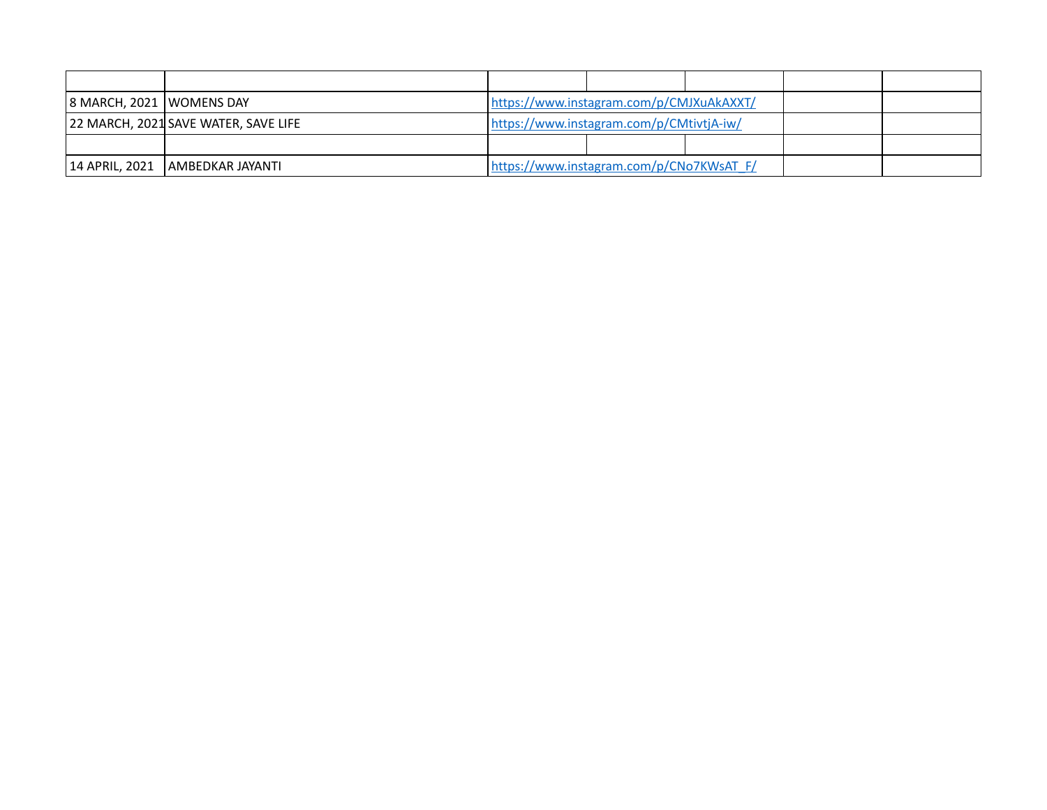| | | | | | | |
|---|---|---|---|---|---|---|
| | | | | | | |
| 8 MARCH, 2021 | WOMENS DAY | https://www.instagram.com/p/CMJXuAkAXXT/ | | | | |
| 22 MARCH, 2021 | SAVE WATER, SAVE LIFE | https://www.instagram.com/p/CMtivtjA-iw/ | | | | |
| | | | | | | |
| 14 APRIL, 2021 | AMBEDKAR JAYANTI | https://www.instagram.com/p/CNo7KWsAT_F/ | | | | |